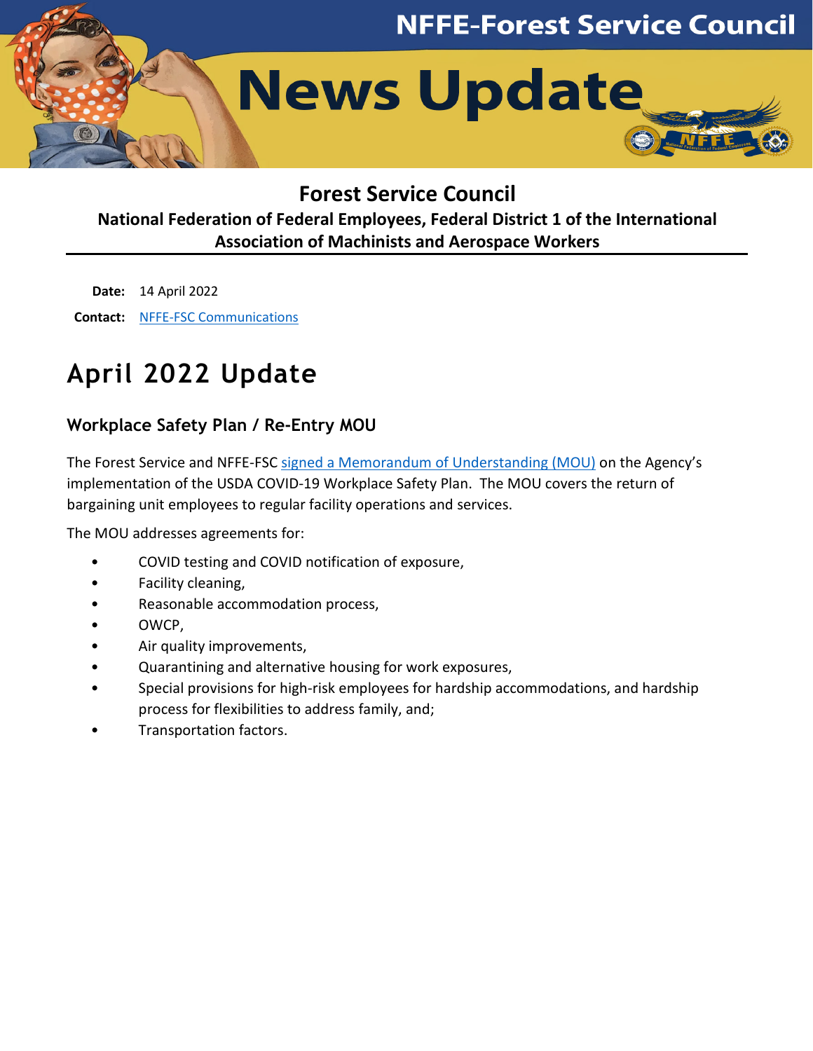# NFFE-Forest Service Council

# News Update

## Forest Service Council

**National Federation of Federal Employees, Federal District 1 of the International Association of Machinists and Aerospace Workers**

**Date:** 14 April 2022

**Contact:** NFFE-FSC Communications

# April 2022 Update

## Workplace Safety Plan / Re-Entry MOU

The Forest Service and NFFE-FSC signed a Memorandum of Understanding (MOU) on the Agency's implementation of the USDA COVID-19 Workplace Safety Plan. The MOU covers the return of bargaining unit employees to regular facility operations and services.

The MOU addresses agreements for:

- COVID testing and COVID notification of exposure,
- Facility cleaning,
- Reasonable accommodation process,
- OWCP,
- Air quality improvements,
- Quarantining and alternative housing for work exposures,
- Special provisions for high-risk employees for hardship accommodations, and hardship process for flexibilities to address family, and;
- Transportation factors.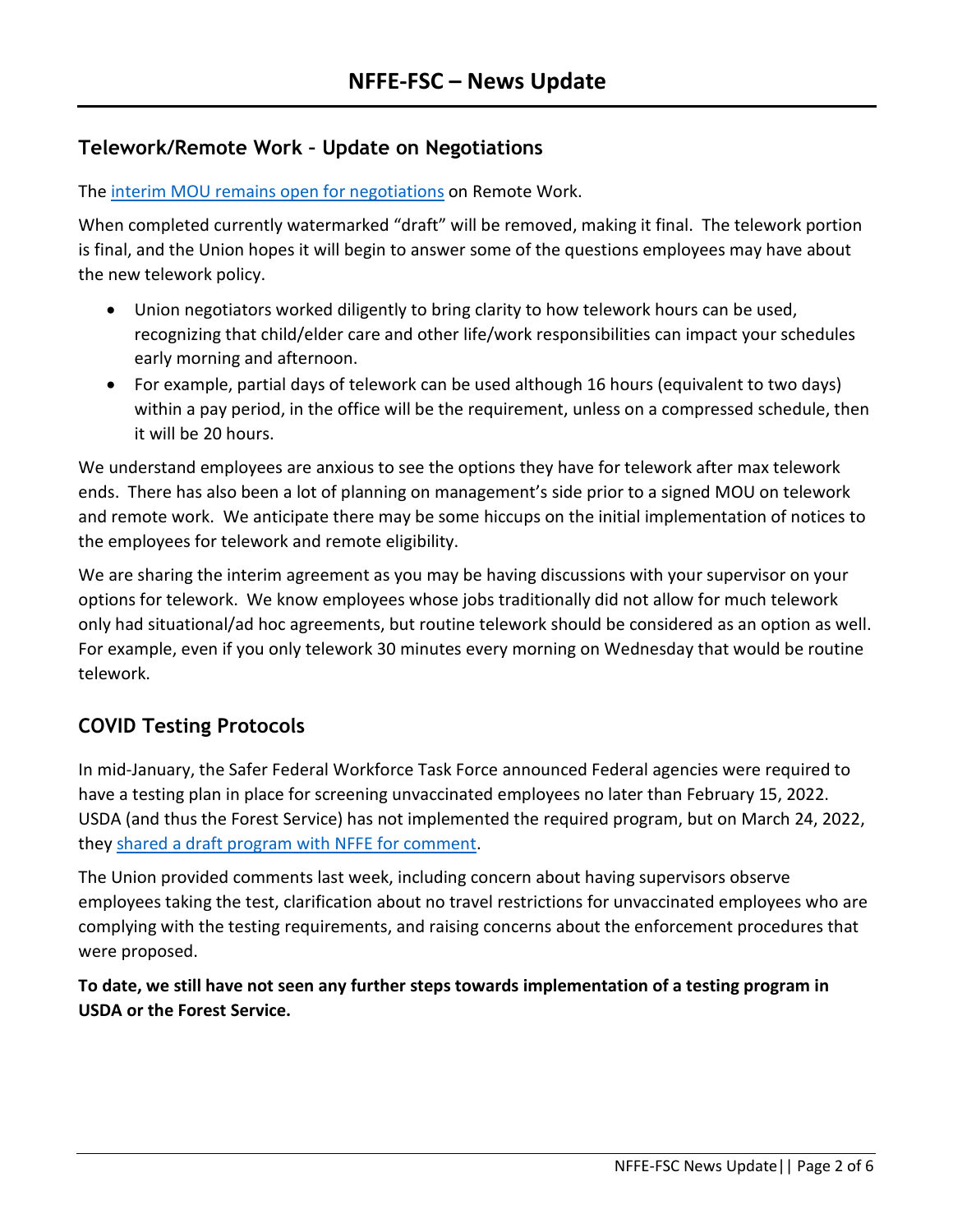# NFFE-FSC – News Update

## Telework/Remote Work - Update on Negotiations

The interim MOU remains open for negotiations on Remote Work.

When completed currently watermarked "draft" will be removed, making it final. The telework portion is final, and the Union hopes it will begin to answer some of the questions employees may have about the new telework policy.

- Union negotiators worked diligently to bring clarity to how telework hours can be used, recognizing that child/elder care and other life/work responsibilities can impact your schedules early morning and afternoon.
- For example, partial days of telework can be used although 16 hours (equivalent to two days) within a pay period, in the office will be the requirement, unless on a compressed schedule, then it will be 20 hours.

We understand employees are anxious to see the options they have for telework after max telework ends. There has also been a lot of planning on management's side prior to a signed MOU on telework and remote work. We anticipate there may be some hiccups on the initial implementation of notices to the employees for telework and remote eligibility.

We are sharing the interim agreement as you may be having discussions with your supervisor on your options for telework. We know employees whose jobs traditionally did not allow for much telework only had situational/ad hoc agreements, but routine telework should be considered as an option as well. For example, even if you only telework 30 minutes every morning on Wednesday that would be routine telework.

## COVID Testing Protocols

In mid-January, the Safer Federal Workforce Task Force announced Federal agencies were required to have a testing plan in place for screening unvaccinated employees no later than February 15, 2022. USDA (and thus the Forest Service) has not implemented the required program, but on March 24, 2022, they shared a draft program with NFFE for comment.

The Union provided comments last week, including concern about having supervisors observe employees taking the test, clarification about no travel restrictions for unvaccinated employees who are complying with the testing requirements, and raising concerns about the enforcement procedures that were proposed.

**To date, we still have not seen any further steps towards implementation of a testing program in USDA or the Forest Service.**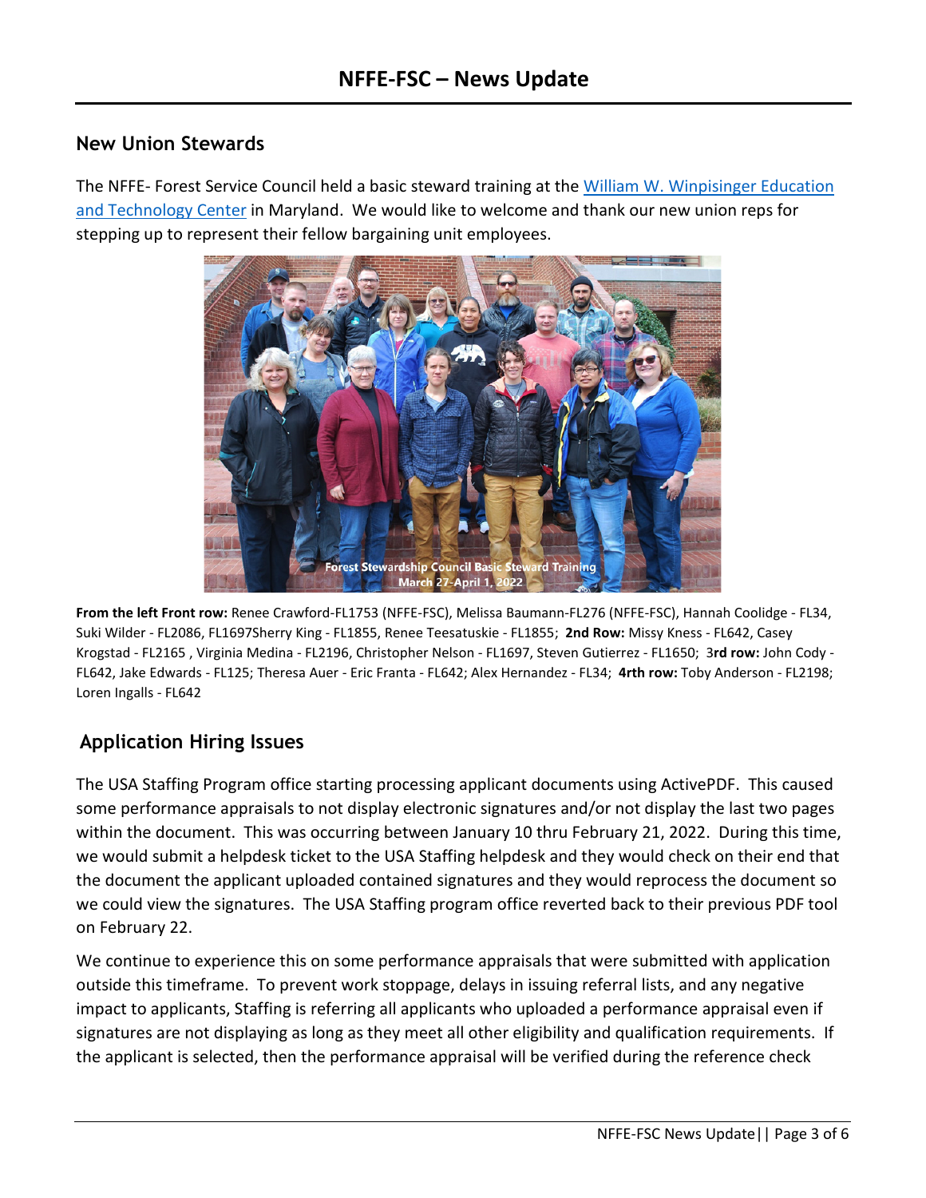# NFFE-FSC – News Update

## New Union Stewards

The NFFE- Forest Service Council held a basic steward training at the [William W. Winpisinger Education and Technology Center](#) in Maryland. We would like to welcome and thank our new union reps for stepping up to represent their fellow bargaining unit employees.

Forest Stewardship Council Basic Steward Training
March 27-April 1, 2022

**From the left Front row:** Renee Crawford-FL1753 (NFFE-FSC), Melissa Baumann-FL276 (NFFE-FSC), Hannah Coolidge - FL34, Suki Wilder - FL2086, FL1697Sherry King - FL1855, Renee Teesatuskie - FL1855; **2nd Row:** Missy Kness - FL642, Casey Krogstad - FL2165 , Virginia Medina - FL2196, Christopher Nelson - FL1697, Steven Gutierrez - FL1650; 3**rd row:** John Cody - FL642, Jake Edwards - FL125; Theresa Auer - Eric Franta - FL642; Alex Hernandez - FL34; **4rth row:** Toby Anderson - FL2198; Loren Ingalls - FL642

## Application Hiring Issues

The USA Staffing Program office starting processing applicant documents using ActivePDF. This caused some performance appraisals to not display electronic signatures and/or not display the last two pages within the document. This was occurring between January 10 thru February 21, 2022. During this time, we would submit a helpdesk ticket to the USA Staffing helpdesk and they would check on their end that the document the applicant uploaded contained signatures and they would reprocess the document so we could view the signatures. The USA Staffing program office reverted back to their previous PDF tool on February 22.

We continue to experience this on some performance appraisals that were submitted with application outside this timeframe. To prevent work stoppage, delays in issuing referral lists, and any negative impact to applicants, Staffing is referring all applicants who uploaded a performance appraisal even if signatures are not displaying as long as they meet all other eligibility and qualification requirements. If the applicant is selected, then the performance appraisal will be verified during the reference check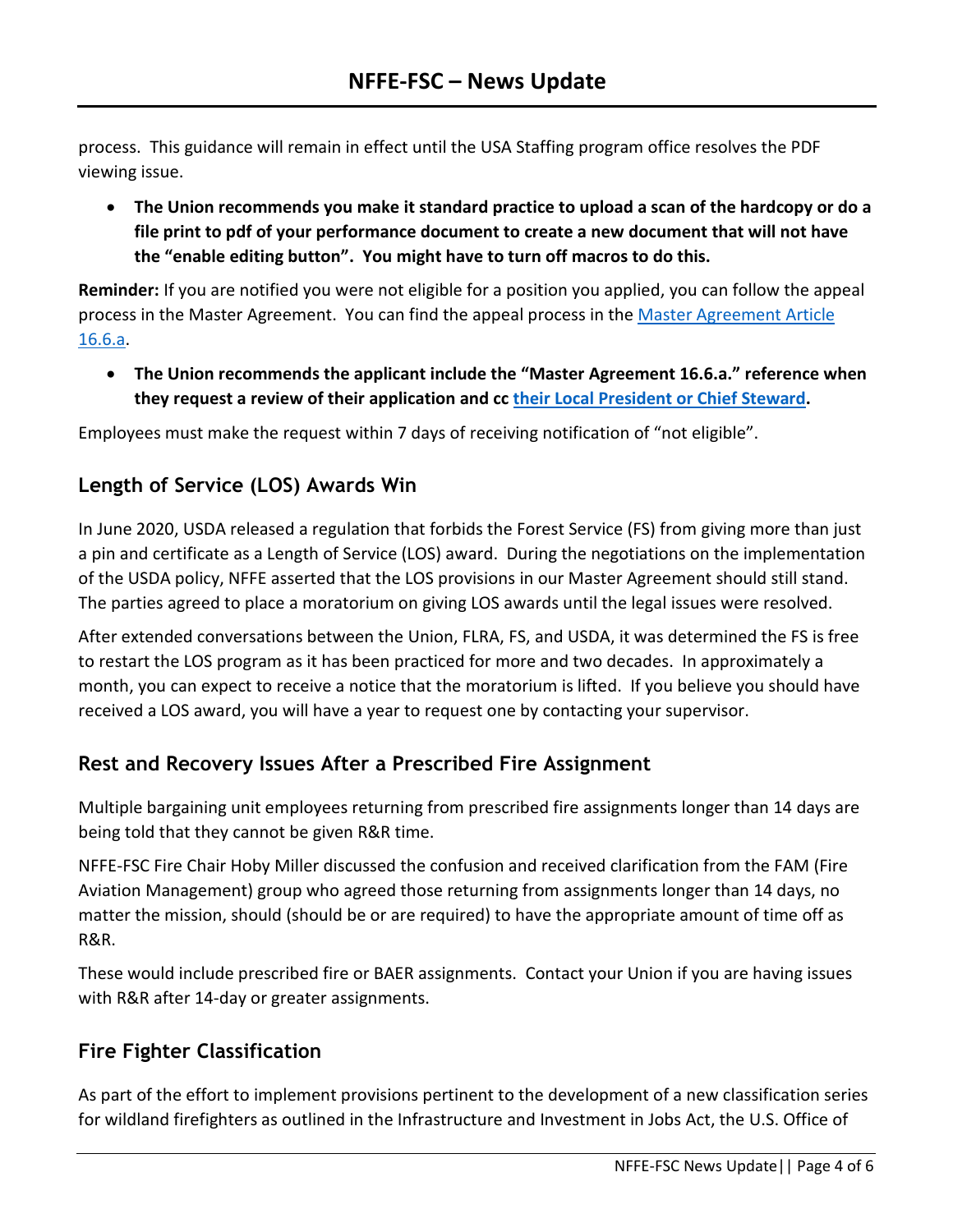process. This guidance will remain in effect until the USA Staffing program office resolves the PDF viewing issue.

- **The Union recommends you make it standard practice to upload a scan of the hardcopy or do a file print to pdf of your performance document to create a new document that will not have the "enable editing button". You might have to turn off macros to do this.**

**Reminder:** If you are notified you were not eligible for a position you applied, you can follow the appeal process in the Master Agreement. You can find the appeal process in the Master Agreement Article 16.6.a.

- **The Union recommends the applicant include the "Master Agreement 16.6.a." reference when they request a review of their application and cc their Local President or Chief Steward.**

Employees must make the request within 7 days of receiving notification of "not eligible".

## Length of Service (LOS) Awards Win

In June 2020, USDA released a regulation that forbids the Forest Service (FS) from giving more than just a pin and certificate as a Length of Service (LOS) award. During the negotiations on the implementation of the USDA policy, NFFE asserted that the LOS provisions in our Master Agreement should still stand. The parties agreed to place a moratorium on giving LOS awards until the legal issues were resolved.

After extended conversations between the Union, FLRA, FS, and USDA, it was determined the FS is free to restart the LOS program as it has been practiced for more and two decades. In approximately a month, you can expect to receive a notice that the moratorium is lifted. If you believe you should have received a LOS award, you will have a year to request one by contacting your supervisor.

## Rest and Recovery Issues After a Prescribed Fire Assignment

Multiple bargaining unit employees returning from prescribed fire assignments longer than 14 days are being told that they cannot be given R&R time.

NFFE-FSC Fire Chair Hoby Miller discussed the confusion and received clarification from the FAM (Fire Aviation Management) group who agreed those returning from assignments longer than 14 days, no matter the mission, should (should be or are required) to have the appropriate amount of time off as R&R.

These would include prescribed fire or BAER assignments. Contact your Union if you are having issues with R&R after 14-day or greater assignments.

## Fire Fighter Classification

As part of the effort to implement provisions pertinent to the development of a new classification series for wildland firefighters as outlined in the Infrastructure and Investment in Jobs Act, the U.S. Office of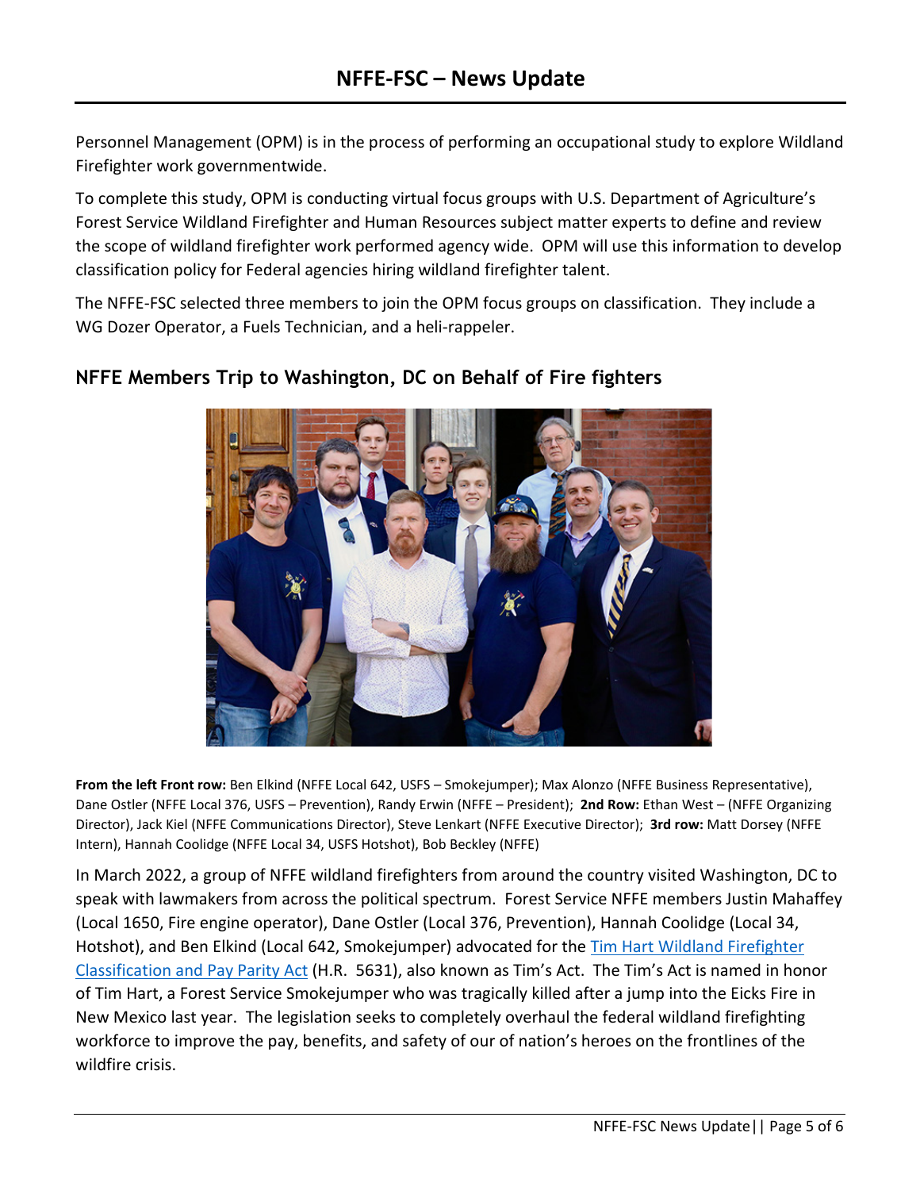Personnel Management (OPM) is in the process of performing an occupational study to explore Wildland Firefighter work governmentwide.

To complete this study, OPM is conducting virtual focus groups with U.S. Department of Agriculture's Forest Service Wildland Firefighter and Human Resources subject matter experts to define and review the scope of wildland firefighter work performed agency wide. OPM will use this information to develop classification policy for Federal agencies hiring wildland firefighter talent.

The NFFE-FSC selected three members to join the OPM focus groups on classification. They include a WG Dozer Operator, a Fuels Technician, and a heli-rappeler.

## NFFE Members Trip to Washington, DC on Behalf of Fire fighters

**From the left Front row:** Ben Elkind (NFFE Local 642, USFS – Smokejumper); Max Alonzo (NFFE Business Representative), Dane Ostler (NFFE Local 376, USFS – Prevention), Randy Erwin (NFFE – President); **2nd Row:** Ethan West – (NFFE Organizing Director), Jack Kiel (NFFE Communications Director), Steve Lenkart (NFFE Executive Director); **3rd row:** Matt Dorsey (NFFE Intern), Hannah Coolidge (NFFE Local 34, USFS Hotshot), Bob Beckley (NFFE)

In March 2022, a group of NFFE wildland firefighters from around the country visited Washington, DC to speak with lawmakers from across the political spectrum. Forest Service NFFE members Justin Mahaffey (Local 1650, Fire engine operator), Dane Ostler (Local 376, Prevention), Hannah Coolidge (Local 34, Hotshot), and Ben Elkind (Local 642, Smokejumper) advocated for the Tim Hart Wildland Firefighter Classification and Pay Parity Act (H.R. 5631), also known as Tim's Act. The Tim's Act is named in honor of Tim Hart, a Forest Service Smokejumper who was tragically killed after a jump into the Eicks Fire in New Mexico last year. The legislation seeks to completely overhaul the federal wildland firefighting workforce to improve the pay, benefits, and safety of our of nation's heroes on the frontlines of the wildfire crisis.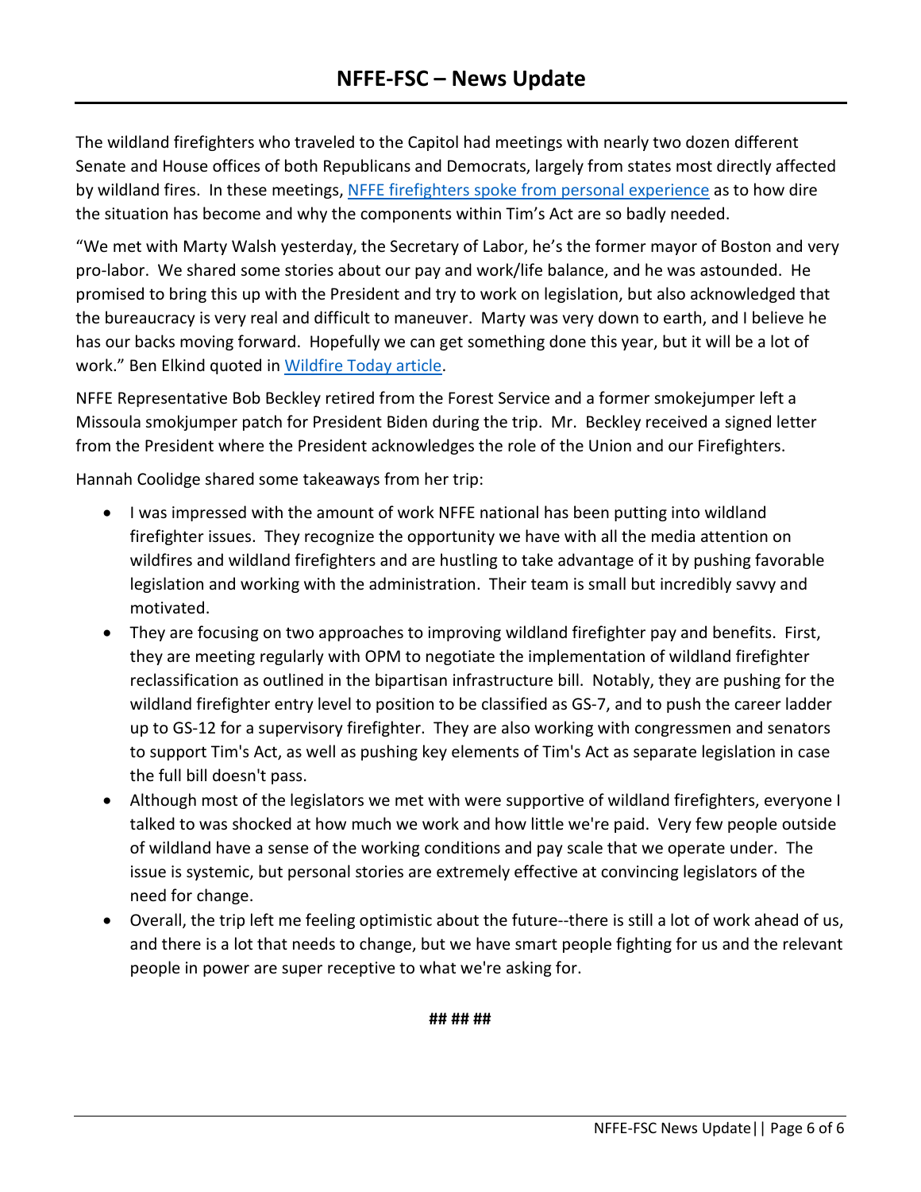The wildland firefighters who traveled to the Capitol had meetings with nearly two dozen different Senate and House offices of both Republicans and Democrats, largely from states most directly affected by wildland fires. In these meetings, NFFE firefighters spoke from personal experience as to how dire the situation has become and why the components within Tim's Act are so badly needed.

"We met with Marty Walsh yesterday, the Secretary of Labor, he's the former mayor of Boston and very pro-labor. We shared some stories about our pay and work/life balance, and he was astounded. He promised to bring this up with the President and try to work on legislation, but also acknowledged that the bureaucracy is very real and difficult to maneuver. Marty was very down to earth, and I believe he has our backs moving forward. Hopefully we can get something done this year, but it will be a lot of work." Ben Elkind quoted in Wildfire Today article.

NFFE Representative Bob Beckley retired from the Forest Service and a former smokejumper left a Missoula smokjumper patch for President Biden during the trip. Mr. Beckley received a signed letter from the President where the President acknowledges the role of the Union and our Firefighters.

Hannah Coolidge shared some takeaways from her trip:

- I was impressed with the amount of work NFFE national has been putting into wildland firefighter issues. They recognize the opportunity we have with all the media attention on wildfires and wildland firefighters and are hustling to take advantage of it by pushing favorable legislation and working with the administration. Their team is small but incredibly savvy and motivated.
- They are focusing on two approaches to improving wildland firefighter pay and benefits. First, they are meeting regularly with OPM to negotiate the implementation of wildland firefighter reclassification as outlined in the bipartisan infrastructure bill. Notably, they are pushing for the wildland firefighter entry level to position to be classified as GS-7, and to push the career ladder up to GS-12 for a supervisory firefighter. They are also working with congressmen and senators to support Tim's Act, as well as pushing key elements of Tim's Act as separate legislation in case the full bill doesn't pass.
- Although most of the legislators we met with were supportive of wildland firefighters, everyone I talked to was shocked at how much we work and how little we're paid. Very few people outside of wildland have a sense of the working conditions and pay scale that we operate under. The issue is systemic, but personal stories are extremely effective at convincing legislators of the need for change.
- Overall, the trip left me feeling optimistic about the future--there is still a lot of work ahead of us, and there is a lot that needs to change, but we have smart people fighting for us and the relevant people in power are super receptive to what we're asking for.

**## ## ##**